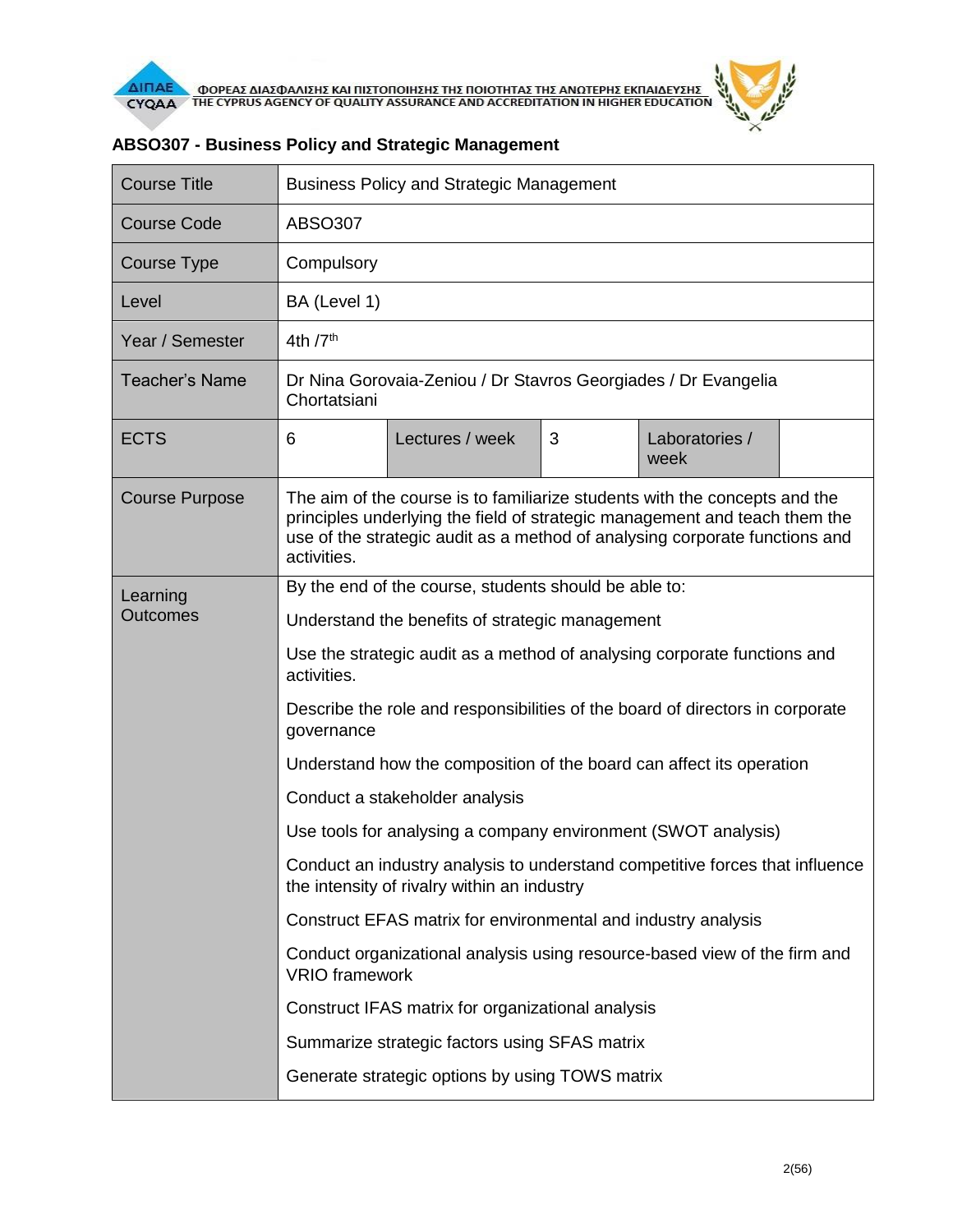## ABSO307 - Business Policy and Strategic Management

| Course Title | Business Policy and Strategic Management | | | | |
|---|---|---|---|---|---|
| Course Code | ABSO307 | | | | |
| Course Type | Compulsory | | | | |
| Level | BA (Level 1) | | | | |
| Year / Semester | 4th /7th | | | | |
| Teacher's Name | Dr Nina Gorovaia-Zeniou / Dr Stavros Georgiades / Dr Evangelia Chortatsiani | | | | |
| ECTS | 6 | Lectures / week | 3 | Laboratories / week | |
| Course Purpose | The aim of the course is to familiarize students with the concepts and the principles underlying the field of strategic management and teach them the use of the strategic audit as a method of analysing corporate functions and activities. | | | | |
| Learning Outcomes | By the end of the course, students should be able to:<br>Understand the benefits of strategic management<br>Use the strategic audit as a method of analysing corporate functions and activities.<br>Describe the role and responsibilities of the board of directors in corporate governance<br>Understand how the composition of the board can affect its operation<br>Conduct a stakeholder analysis<br>Use tools for analysing a company environment (SWOT analysis)<br>Conduct an industry analysis to understand competitive forces that influence the intensity of rivalry within an industry<br>Construct EFAS matrix for environmental and industry analysis<br>Conduct organizational analysis using resource-based view of the firm and VRIO framework<br>Construct IFAS matrix for organizational analysis<br>Summarize strategic factors using SFAS matrix<br>Generate strategic options by using TOWS matrix | | | | |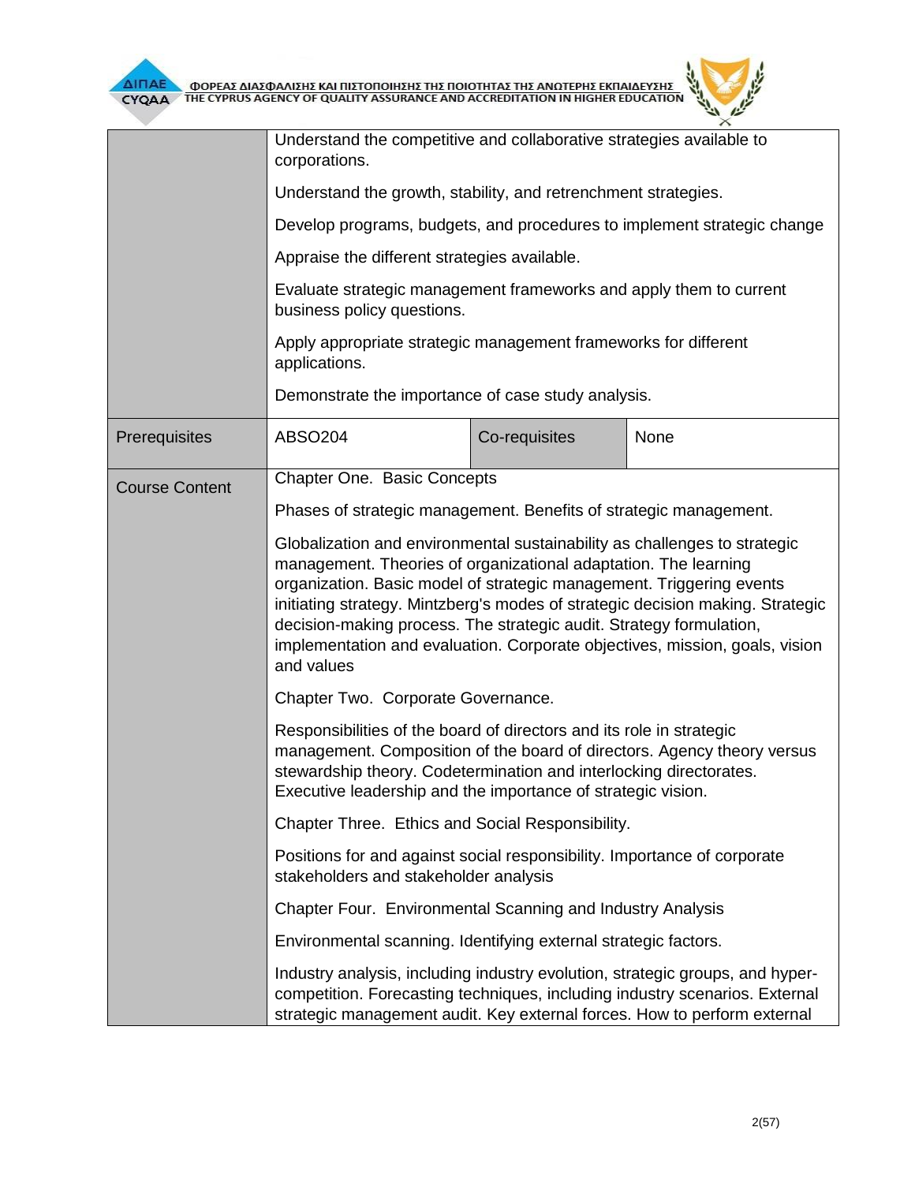| | | | |
|---|---|---|---|
| | Understand the competitive and collaborative strategies available to corporations.<br><br>Understand the growth, stability, and retrenchment strategies.<br><br>Develop programs, budgets, and procedures to implement strategic change<br><br>Appraise the different strategies available.<br><br>Evaluate strategic management frameworks and apply them to current business policy questions.<br><br>Apply appropriate strategic management frameworks for different applications.<br><br>Demonstrate the importance of case study analysis. | | |
| Prerequisites | ABSO204 | Co-requisites | None |
| Course Content | Chapter One. Basic Concepts<br><br>Phases of strategic management. Benefits of strategic management.<br><br>Globalization and environmental sustainability as challenges to strategic management. Theories of organizational adaptation. The learning organization. Basic model of strategic management. Triggering events initiating strategy. Mintzberg's modes of strategic decision making. Strategic decision-making process. The strategic audit. Strategy formulation, implementation and evaluation. Corporate objectives, mission, goals, vision and values<br><br>Chapter Two. Corporate Governance.<br><br>Responsibilities of the board of directors and its role in strategic management. Composition of the board of directors. Agency theory versus stewardship theory. Codetermination and interlocking directorates. Executive leadership and the importance of strategic vision.<br><br>Chapter Three. Ethics and Social Responsibility.<br><br>Positions for and against social responsibility. Importance of corporate stakeholders and stakeholder analysis<br><br>Chapter Four. Environmental Scanning and Industry Analysis<br><br>Environmental scanning. Identifying external strategic factors.<br><br>Industry analysis, including industry evolution, strategic groups, and hyper-competition. Forecasting techniques, including industry scenarios. External strategic management audit. Key external forces. How to perform external | | |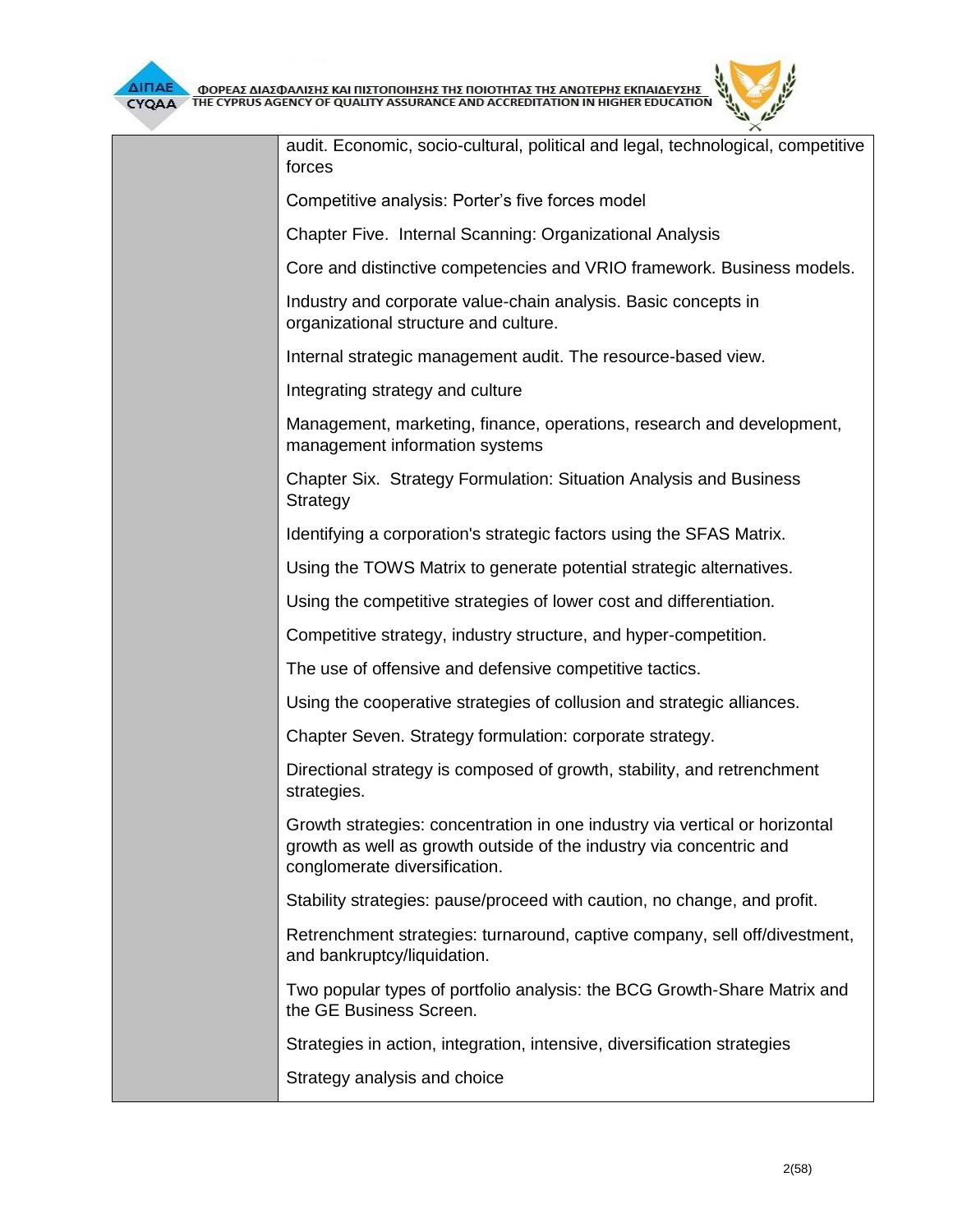| | |
|---|---|
| | audit. Economic, socio-cultural, political and legal, technological, competitive forces<br><br>Competitive analysis: Porter's five forces model<br><br>Chapter Five. Internal Scanning: Organizational Analysis<br><br>Core and distinctive competencies and VRIO framework. Business models.<br><br>Industry and corporate value-chain analysis. Basic concepts in organizational structure and culture.<br><br>Internal strategic management audit. The resource-based view.<br><br>Integrating strategy and culture<br><br>Management, marketing, finance, operations, research and development, management information systems<br><br>Chapter Six. Strategy Formulation: Situation Analysis and Business Strategy<br><br>Identifying a corporation's strategic factors using the SFAS Matrix.<br><br>Using the TOWS Matrix to generate potential strategic alternatives.<br><br>Using the competitive strategies of lower cost and differentiation.<br><br>Competitive strategy, industry structure, and hyper-competition.<br><br>The use of offensive and defensive competitive tactics.<br><br>Using the cooperative strategies of collusion and strategic alliances.<br><br>Chapter Seven. Strategy formulation: corporate strategy.<br><br>Directional strategy is composed of growth, stability, and retrenchment strategies.<br><br>Growth strategies: concentration in one industry via vertical or horizontal growth as well as growth outside of the industry via concentric and conglomerate diversification.<br><br>Stability strategies: pause/proceed with caution, no change, and profit.<br><br>Retrenchment strategies: turnaround, captive company, sell off/divestment, and bankruptcy/liquidation.<br><br>Two popular types of portfolio analysis: the BCG Growth-Share Matrix and the GE Business Screen.<br><br>Strategies in action, integration, intensive, diversification strategies<br><br>Strategy analysis and choice |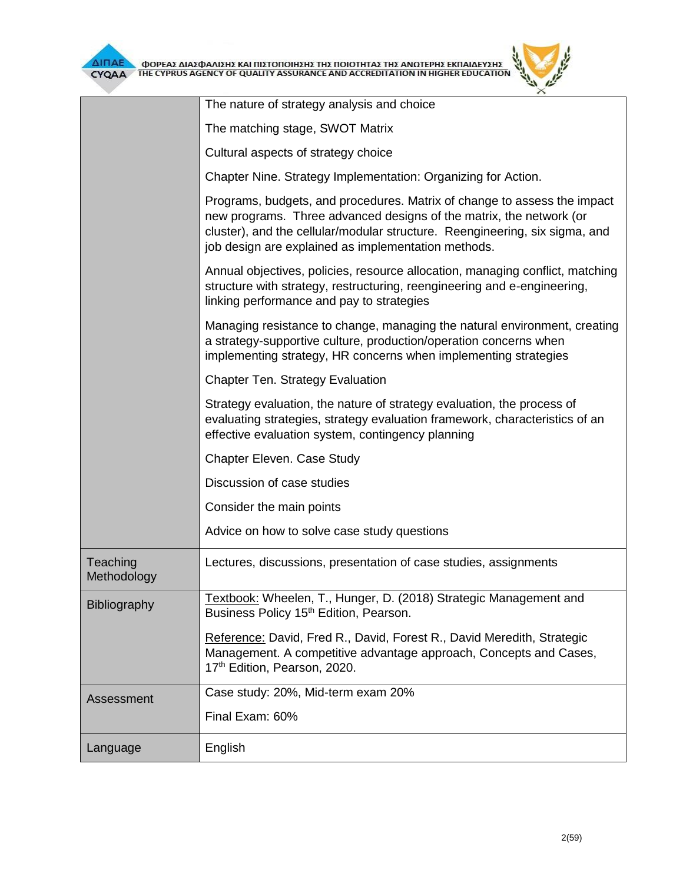| | |
|---|---|
| | The nature of strategy analysis and choice<br><br>The matching stage, SWOT Matrix<br><br>Cultural aspects of strategy choice<br><br>Chapter Nine. Strategy Implementation: Organizing for Action.<br><br>Programs, budgets, and procedures. Matrix of change to assess the impact new programs. Three advanced designs of the matrix, the network (or cluster), and the cellular/modular structure. Reengineering, six sigma, and job design are explained as implementation methods.<br><br>Annual objectives, policies, resource allocation, managing conflict, matching structure with strategy, restructuring, reengineering and e-engineering, linking performance and pay to strategies<br><br>Managing resistance to change, managing the natural environment, creating a strategy-supportive culture, production/operation concerns when implementing strategy, HR concerns when implementing strategies<br><br>Chapter Ten. Strategy Evaluation<br><br>Strategy evaluation, the nature of strategy evaluation, the process of evaluating strategies, strategy evaluation framework, characteristics of an effective evaluation system, contingency planning<br><br>Chapter Eleven. Case Study<br><br>Discussion of case studies<br><br>Consider the main points<br><br>Advice on how to solve case study questions |
| Teaching Methodology | Lectures, discussions, presentation of case studies, assignments |
| Bibliography | Textbook: Wheelen, T., Hunger, D. (2018) Strategic Management and Business Policy 15th Edition, Pearson.<br><br>Reference: David, Fred R., David, Forest R., David Meredith, Strategic Management. A competitive advantage approach, Concepts and Cases, 17th Edition, Pearson, 2020. |
| Assessment | Case study: 20%, Mid-term exam 20%<br><br>Final Exam: 60% |
| Language | English |